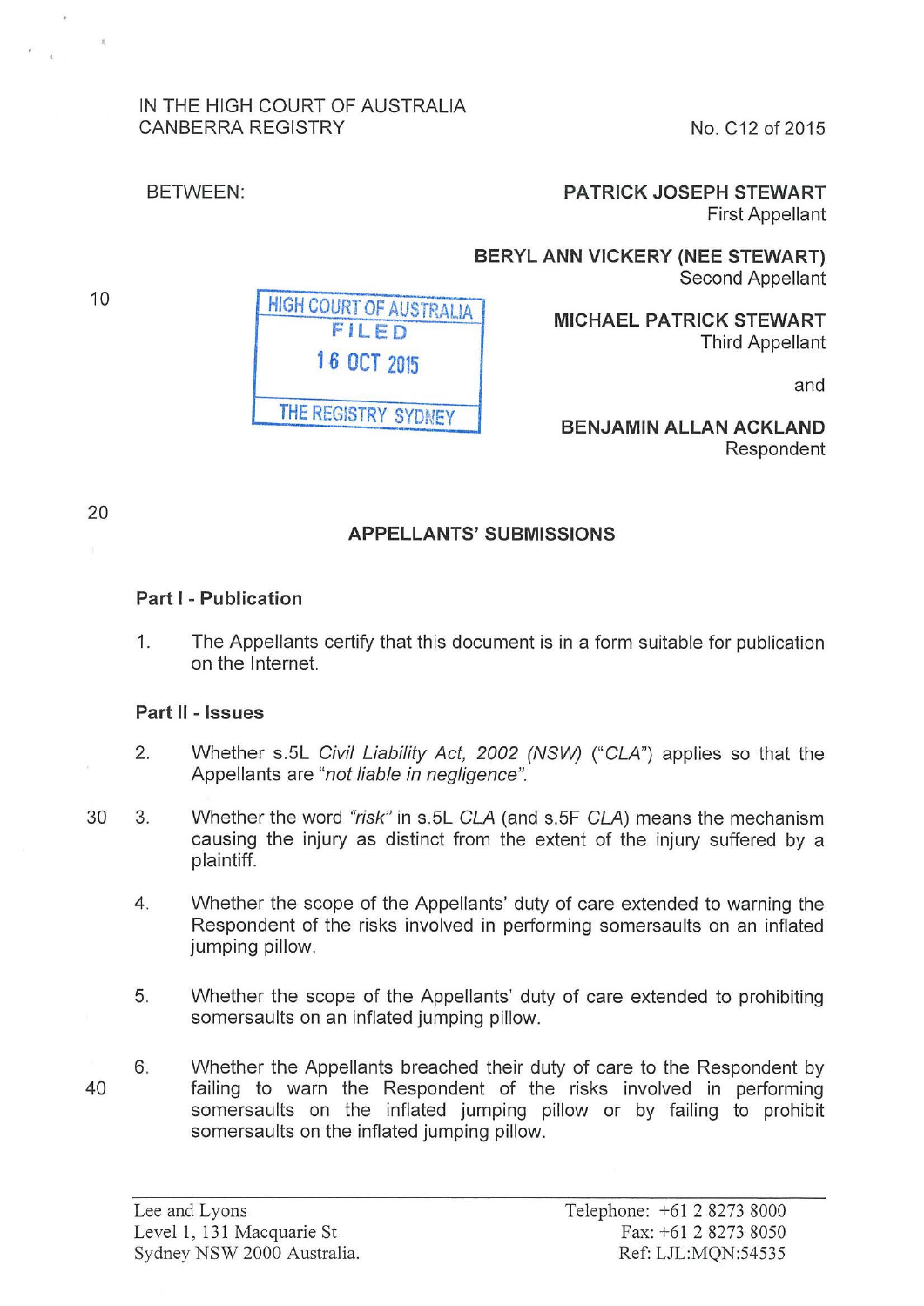IN THE HIGH COURT OF AUSTRALIA
CANBERRA REGISTRY

No. C12 of 2015

BETWEEN:

**PATRICK JOSEPH STEWART**
First Appellant

**BERYL ANN VICKERY (NEE STEWART)**
Second Appellant

HIGH COURT OF AUSTRALIA
FILED
16 OCT 2015
THE REGISTRY SYDNEY

**MICHAEL PATRICK STEWART**
Third Appellant

and

**BENJAMIN ALLAN ACKLAND**
Respondent

## APPELLANTS' SUBMISSIONS

### Part I - Publication

1. The Appellants certify that this document is in a form suitable for publication on the Internet.

### Part II - Issues

2. Whether s.5L *Civil Liability Act, 2002 (NSW)* ("*CLA*") applies so that the Appellants are "*not liable in negligence*".

3. Whether the word *"risk"* in s.5L *CLA* (and s.5F *CLA*) means the mechanism causing the injury as distinct from the extent of the injury suffered by a plaintiff.

4. Whether the scope of the Appellants' duty of care extended to warning the Respondent of the risks involved in performing somersaults on an inflated jumping pillow.

5. Whether the scope of the Appellants' duty of care extended to prohibiting somersaults on an inflated jumping pillow.

6. Whether the Appellants breached their duty of care to the Respondent by failing to warn the Respondent of the risks involved in performing somersaults on the inflated jumping pillow or by failing to prohibit somersaults on the inflated jumping pillow.

Lee and Lyons
Level 1, 131 Macquarie St
Sydney NSW 2000 Australia.

Telephone: +61 2 8273 8000
Fax: +61 2 8273 8050
Ref: LJL:MQN:54535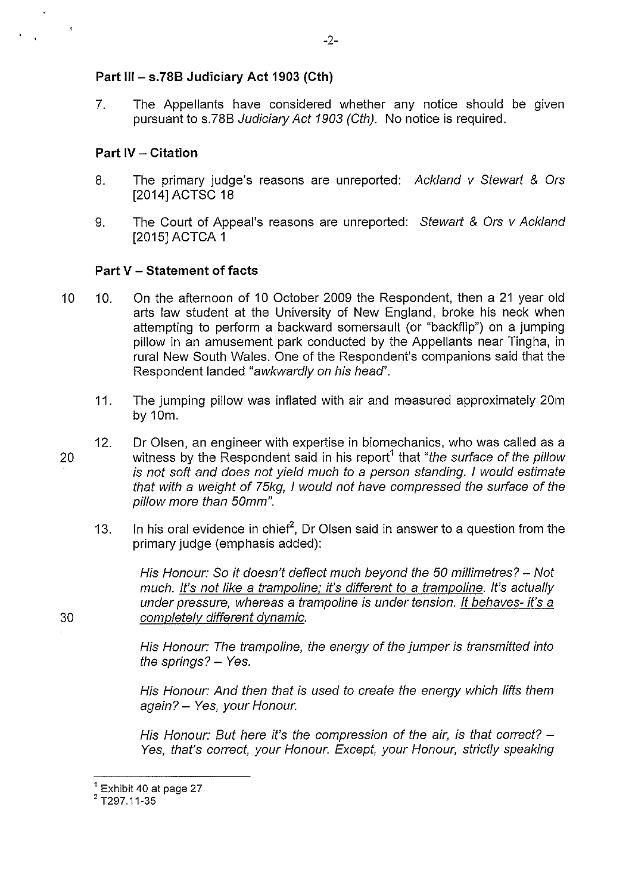### Part III – s.78B Judiciary Act 1903 (Cth)

7. The Appellants have considered whether any notice should be given pursuant to s.78B *Judiciary Act 1903 (Cth)*. No notice is required.

### Part IV – Citation

8. The primary judge's reasons are unreported: *Ackland v Stewart & Ors* [2014] ACTSC 18

9. The Court of Appeal's reasons are unreported: *Stewart & Ors v Ackland* [2015] ACTCA 1

### Part V – Statement of facts

10. On the afternoon of 10 October 2009 the Respondent, then a 21 year old arts law student at the University of New England, broke his neck when attempting to perform a backward somersault (or "backflip") on a jumping pillow in an amusement park conducted by the Appellants near Tingha, in rural New South Wales. One of the Respondent's companions said that the Respondent landed "*awkwardly on his head*".

11. The jumping pillow was inflated with air and measured approximately 20m by 10m.

12. Dr Olsen, an engineer with expertise in biomechanics, who was called as a witness by the Respondent said in his report[1] that "*the surface of the pillow is not soft and does not yield much to a person standing. I would estimate that with a weight of 75kg, I would not have compressed the surface of the pillow more than 50mm*".

13. In his oral evidence in chief[2], Dr Olsen said in answer to a question from the primary judge (emphasis added):

> *His Honour: So it doesn't deflect much beyond the 50 millimetres? – Not much. <u>It's not like a trampoline; it's different to a trampoline</u>. It's actually under pressure, whereas a trampoline is under tension. <u>It behaves- it's a completely different dynamic.</u>*
>
> *His Honour: The trampoline, the energy of the jumper is transmitted into the springs? – Yes.*
>
> *His Honour: And then that is used to create the energy which lifts them again? – Yes, your Honour.*
>
> *His Honour: But here it's the compression of the air, is that correct? – Yes, that's correct, your Honour. Except, your Honour, strictly speaking*

---

[1] Exhibit 40 at page 27

[2] T297.11-35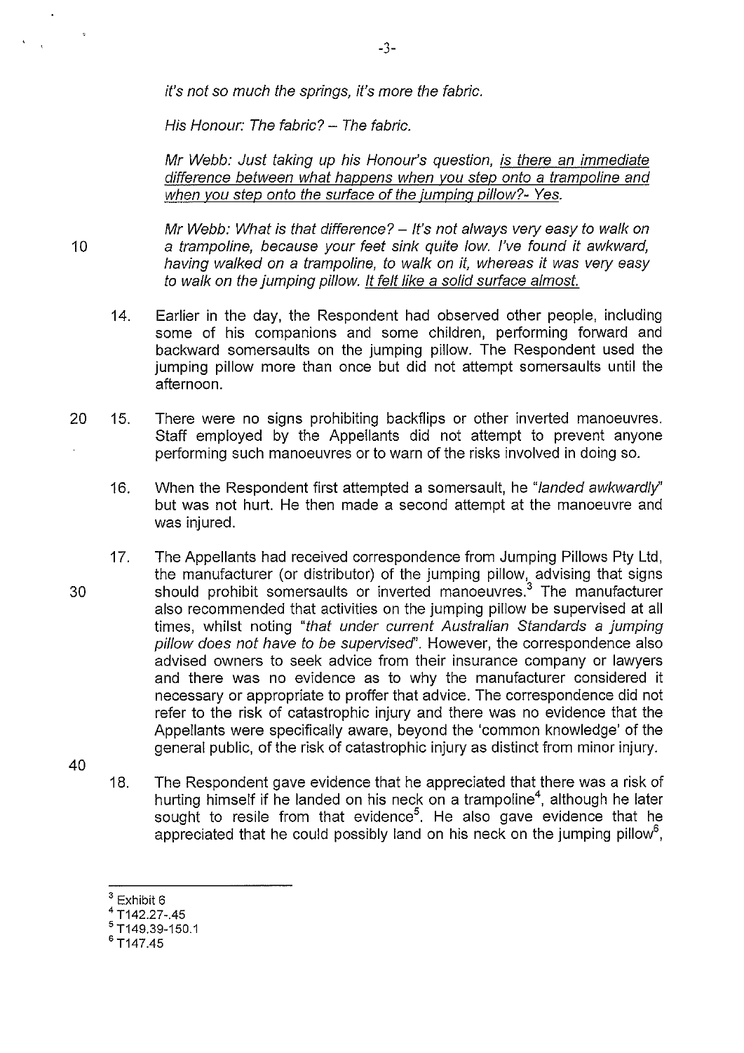*it's not so much the springs, it's more the fabric.*

*His Honour: The fabric? – The fabric.*

*Mr Webb: Just taking up his Honour's question, <u>is there an immediate difference between what happens when you step onto a trampoline and when you step onto the surface of the jumping pillow?- Yes.</u>*

*Mr Webb: What is that difference? – It's not always very easy to walk on a trampoline, because your feet sink quite low. I've found it awkward, having walked on a trampoline, to walk on it, whereas it was very easy to walk on the jumping pillow. <u>It felt like a solid surface almost.</u>*

14. Earlier in the day, the Respondent had observed other people, including some of his companions and some children, performing forward and backward somersaults on the jumping pillow. The Respondent used the jumping pillow more than once but did not attempt somersaults until the afternoon.

15. There were no signs prohibiting backflips or other inverted manoeuvres. Staff employed by the Appellants did not attempt to prevent anyone performing such manoeuvres or to warn of the risks involved in doing so.

16. When the Respondent first attempted a somersault, he "*landed awkwardly*" but was not hurt. He then made a second attempt at the manoeuvre and was injured.

17. The Appellants had received correspondence from Jumping Pillows Pty Ltd, the manufacturer (or distributor) of the jumping pillow, advising that signs should prohibit somersaults or inverted manoeuvres.[3] The manufacturer also recommended that activities on the jumping pillow be supervised at all times, whilst noting "*that under current Australian Standards a jumping pillow does not have to be supervised*". However, the correspondence also advised owners to seek advice from their insurance company or lawyers and there was no evidence as to why the manufacturer considered it necessary or appropriate to proffer that advice. The correspondence did not refer to the risk of catastrophic injury and there was no evidence that the Appellants were specifically aware, beyond the 'common knowledge' of the general public, of the risk of catastrophic injury as distinct from minor injury.

18. The Respondent gave evidence that he appreciated that there was a risk of hurting himself if he landed on his neck on a trampoline[4], although he later sought to resile from that evidence[5]. He also gave evidence that he appreciated that he could possibly land on his neck on the jumping pillow[6],

---

[3] Exhibit 6
[4] T142.27-.45
[5] T149.39-150.1
[6] T147.45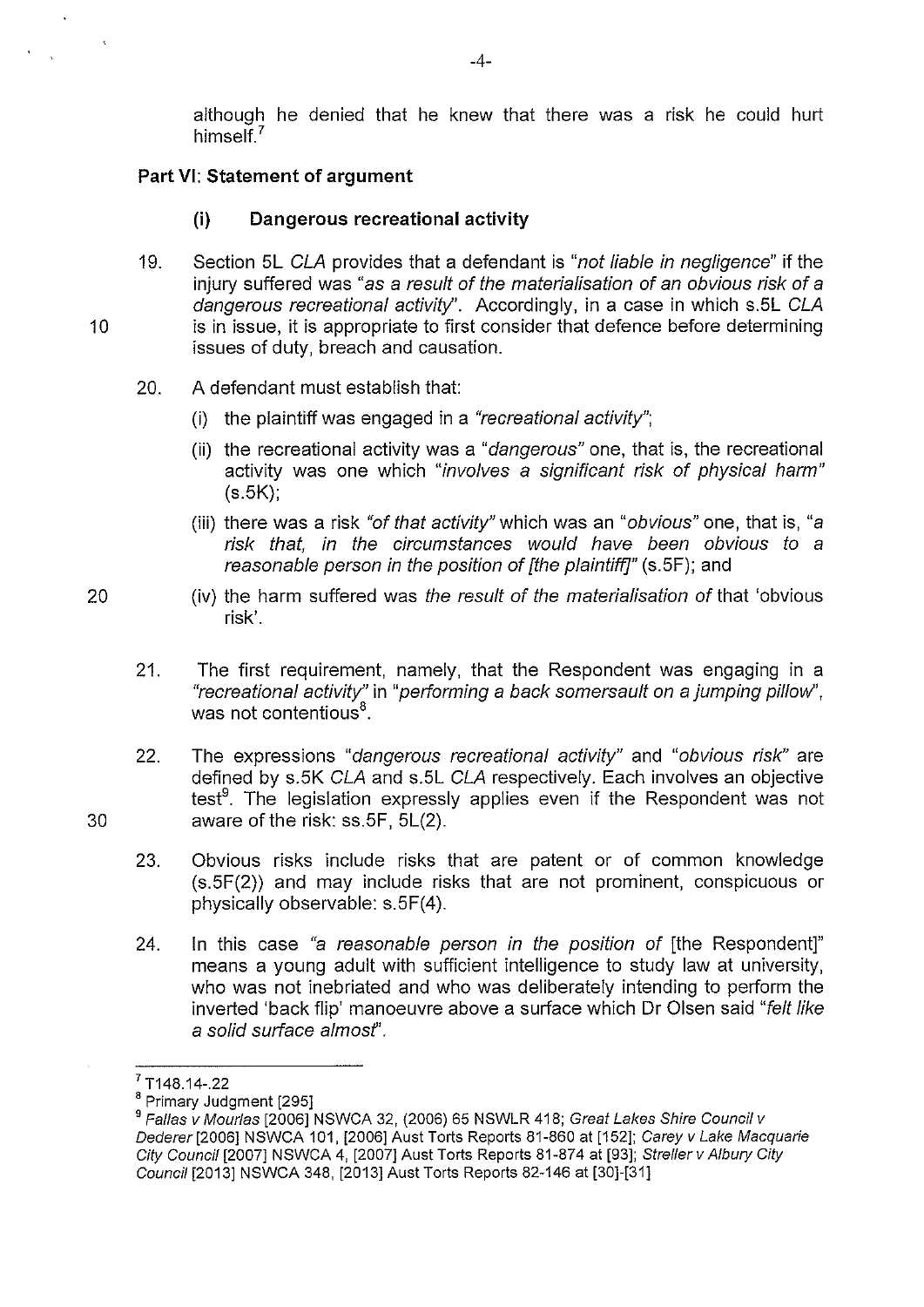although he denied that he knew that there was a risk he could hurt himself.[7]

**Part VI: Statement of argument**

**(i) Dangerous recreational activity**

19. Section 5L *CLA* provides that a defendant is *"not liable in negligence"* if the injury suffered was *"as a result of the materialisation of an obvious risk of a dangerous recreational activity"*. Accordingly, in a case in which s.5L *CLA* is in issue, it is appropriate to first consider that defence before determining issues of duty, breach and causation.

20. A defendant must establish that:

    (i) the plaintiff was engaged in a *"recreational activity"*;

    (ii) the recreational activity was a *"dangerous"* one, that is, the recreational activity was one which *"involves a significant risk of physical harm"* (s.5K);

    (iii) there was a risk *"of that activity"* which was an *"obvious"* one, that is, *"a risk that, in the circumstances would have been obvious to a reasonable person in the position of [the plaintiff]"* (s.5F); and

    (iv) the harm suffered was *the result of the materialisation of* that 'obvious risk'.

21. The first requirement, namely, that the Respondent was engaging in a *"recreational activity"* in *"performing a back somersault on a jumping pillow"*, was not contentious[8].

22. The expressions *"dangerous recreational activity"* and *"obvious risk"* are defined by s.5K *CLA* and s.5L *CLA* respectively. Each involves an objective test[9]. The legislation expressly applies even if the Respondent was not aware of the risk: ss.5F, 5L(2).

23. Obvious risks include risks that are patent or of common knowledge (s.5F(2)) and may include risks that are not prominent, conspicuous or physically observable: s.5F(4).

24. In this case *"a reasonable person in the position of* [the Respondent]*"* means a young adult with sufficient intelligence to study law at university, who was not inebriated and who was deliberately intending to perform the inverted 'back flip' manoeuvre above a surface which Dr Olsen said *"felt like a solid surface almost"*.

---

[7] T148.14-.22

[8] Primary Judgment [295]

[9] *Fallas v Mourlas* [2006] NSWCA 32, (2006) 65 NSWLR 418; *Great Lakes Shire Council v Dederer* [2006] NSWCA 101, [2006] Aust Torts Reports 81-860 at [152]; *Carey v Lake Macquarie City Council* [2007] NSWCA 4, [2007] Aust Torts Reports 81-874 at [93]; *Streller v Albury City Council* [2013] NSWCA 348, [2013] Aust Torts Reports 82-146 at [30]-[31]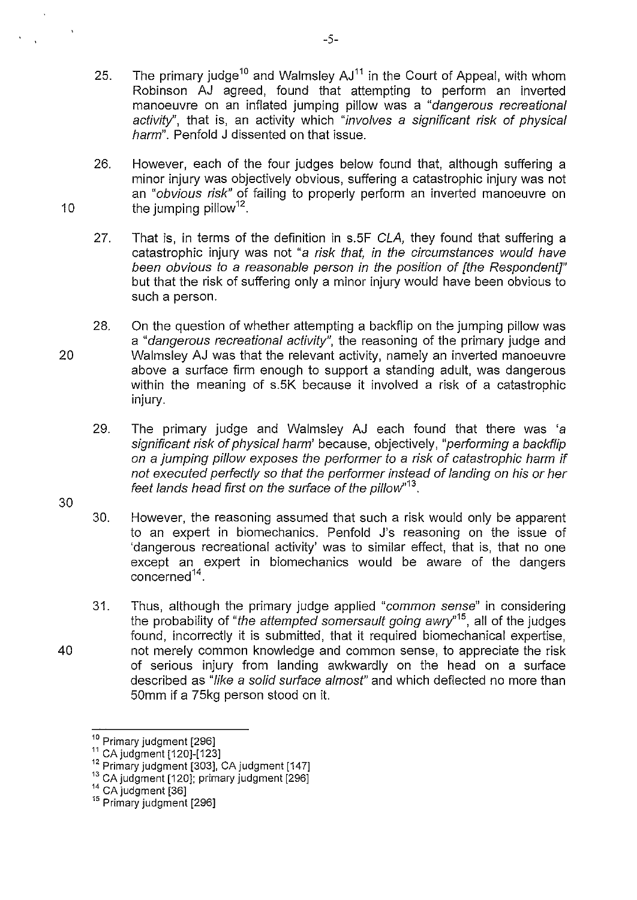25. The primary judge[10] and Walmsley AJ[11] in the Court of Appeal, with whom Robinson AJ agreed, found that attempting to perform an inverted manoeuvre on an inflated jumping pillow was a "*dangerous recreational activity*", that is, an activity which "*involves a significant risk of physical harm*". Penfold J dissented on that issue.

26. However, each of the four judges below found that, although suffering a minor injury was objectively obvious, suffering a catastrophic injury was not an "*obvious risk*" of failing to properly perform an inverted manoeuvre on the jumping pillow[12].

27. That is, in terms of the definition in s.5F *CLA*, they found that suffering a catastrophic injury was not "*a risk that, in the circumstances would have been obvious to a reasonable person in the position of [the Respondent]*" but that the risk of suffering only a minor injury would have been obvious to such a person.

28. On the question of whether attempting a backflip on the jumping pillow was a "*dangerous recreational activity*", the reasoning of the primary judge and Walmsley AJ was that the relevant activity, namely an inverted manoeuvre above a surface firm enough to support a standing adult, was dangerous within the meaning of s.5K because it involved a risk of a catastrophic injury.

29. The primary judge and Walmsley AJ each found that there was '*a significant risk of physical harm*' because, objectively, "*performing a backflip on a jumping pillow exposes the performer to a risk of catastrophic harm if not executed perfectly so that the performer instead of landing on his or her feet lands head first on the surface of the pillow*"[13].

30. However, the reasoning assumed that such a risk would only be apparent to an expert in biomechanics. Penfold J's reasoning on the issue of 'dangerous recreational activity' was to similar effect, that is, that no one except an expert in biomechanics would be aware of the dangers concerned[14].

31. Thus, although the primary judge applied "*common sense*" in considering the probability of "*the attempted somersault going awry*"[15], all of the judges found, incorrectly it is submitted, that it required biomechanical expertise, not merely common knowledge and common sense, to appreciate the risk of serious injury from landing awkwardly on the head on a surface described as "*like a solid surface almost*" and which deflected no more than 50mm if a 75kg person stood on it.

---

[10] Primary judgment [296]

[11] CA judgment [120]-[123]

[12] Primary judgment [303], CA judgment [147]

[13] CA judgment [120]; primary judgment [296]

[14] CA judgment [36]

[15] Primary judgment [296]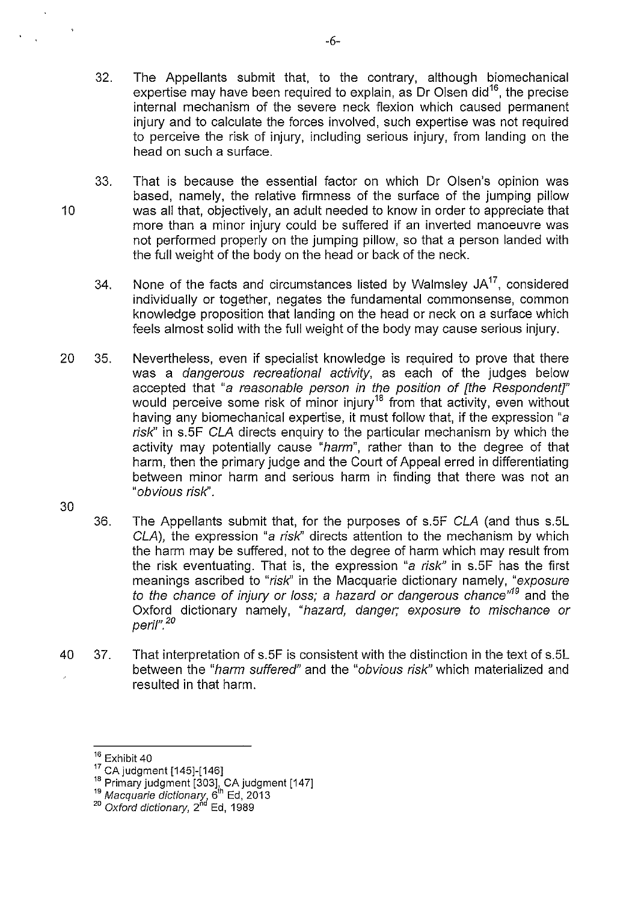32. The Appellants submit that, to the contrary, although biomechanical expertise may have been required to explain, as Dr Olsen did[16], the precise internal mechanism of the severe neck flexion which caused permanent injury and to calculate the forces involved, such expertise was not required to perceive the risk of injury, including serious injury, from landing on the head on such a surface.

33. That is because the essential factor on which Dr Olsen's opinion was based, namely, the relative firmness of the surface of the jumping pillow was all that, objectively, an adult needed to know in order to appreciate that more than a minor injury could be suffered if an inverted manoeuvre was not performed properly on the jumping pillow, so that a person landed with the full weight of the body on the head or back of the neck.

34. None of the facts and circumstances listed by Walmsley JA[17], considered individually or together, negates the fundamental commonsense, common knowledge proposition that landing on the head or neck on a surface which feels almost solid with the full weight of the body may cause serious injury.

35. Nevertheless, even if specialist knowledge is required to prove that there was a *dangerous recreational activity*, as each of the judges below accepted that "*a reasonable person in the position of [the Respondent]*" would perceive some risk of minor injury[18] from that activity, even without having any biomechanical expertise, it must follow that, if the expression "*a risk*" in s.5F *CLA* directs enquiry to the particular mechanism by which the activity may potentially cause "*harm*", rather than to the degree of that harm, then the primary judge and the Court of Appeal erred in differentiating between minor harm and serious harm in finding that there was not an "*obvious risk*".

36. The Appellants submit that, for the purposes of s.5F *CLA* (and thus s.5L *CLA*), the expression "*a risk*" directs attention to the mechanism by which the harm may be suffered, not to the degree of harm which may result from the risk eventuating. That is, the expression "*a risk*" in s.5F has the first meanings ascribed to "*risk*" in the Macquarie dictionary namely, "*exposure to the chance of injury or loss; a hazard or dangerous chance*"[19] and the Oxford dictionary namely, "*hazard, danger; exposure to mischance or peril*".[20]

37. That interpretation of s.5F is consistent with the distinction in the text of s.5L between the "*harm suffered*" and the "*obvious risk*" which materialized and resulted in that harm.

---

[16] Exhibit 40

[17] CA judgment [145]-[146]

[18] Primary judgment [303], CA judgment [147]

[19] *Macquarie dictionary*, 6th Ed, 2013

[20] *Oxford dictionary*, 2nd Ed, 1989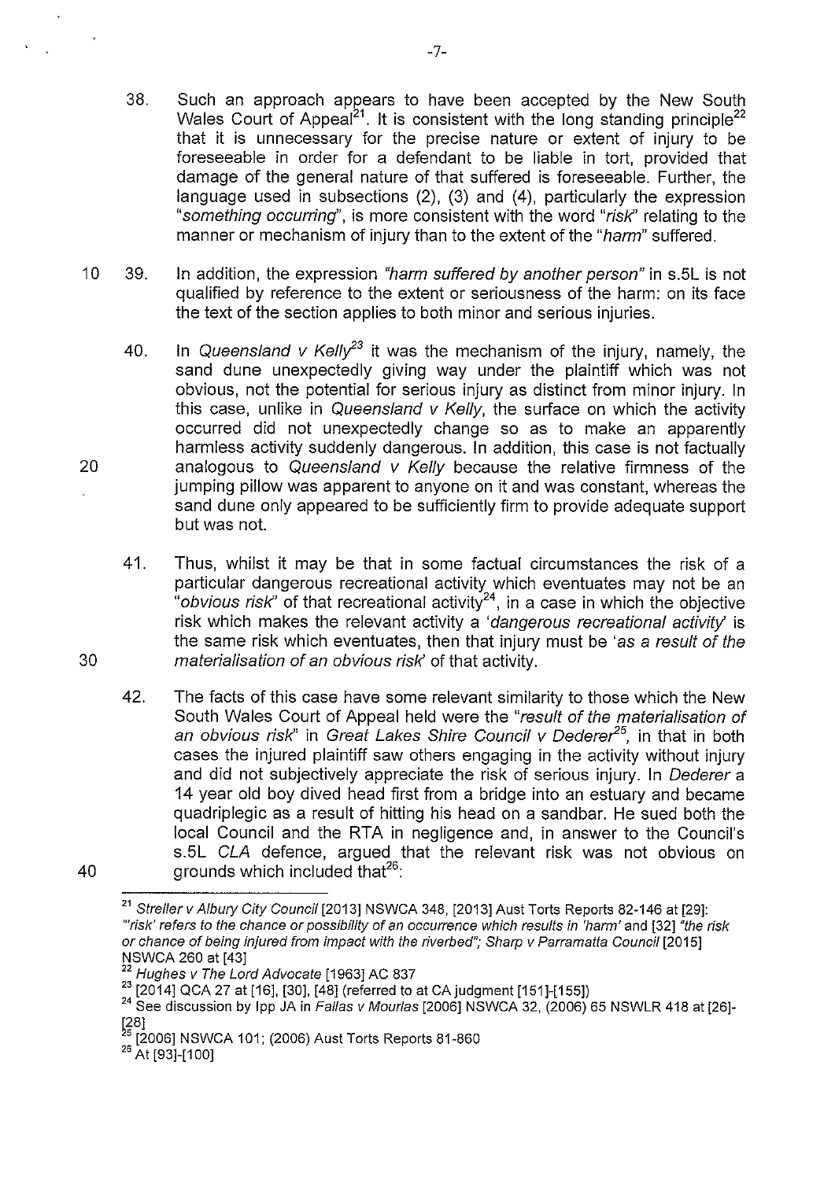38. Such an approach appears to have been accepted by the New South Wales Court of Appeal[21]. It is consistent with the long standing principle[22] that it is unnecessary for the precise nature or extent of injury to be foreseeable in order for a defendant to be liable in tort, provided that damage of the general nature of that suffered is foreseeable. Further, the language used in subsections (2), (3) and (4), particularly the expression "*something occurring*", is more consistent with the word "*risk*" relating to the manner or mechanism of injury than to the extent of the "*harm*" suffered.

39. In addition, the expression *"harm suffered by another person"* in s.5L is not qualified by reference to the extent or seriousness of the harm: on its face the text of the section applies to both minor and serious injuries.

40. In *Queensland v Kelly*[23] it was the mechanism of the injury, namely, the sand dune unexpectedly giving way under the plaintiff which was not obvious, not the potential for serious injury as distinct from minor injury. In this case, unlike in *Queensland v Kelly*, the surface on which the activity occurred did not unexpectedly change so as to make an apparently harmless activity suddenly dangerous. In addition, this case is not factually analogous to *Queensland v Kelly* because the relative firmness of the jumping pillow was apparent to anyone on it and was constant, whereas the sand dune only appeared to be sufficiently firm to provide adequate support but was not.

41. Thus, whilst it may be that in some factual circumstances the risk of a particular dangerous recreational activity which eventuates may not be an "*obvious risk*" of that recreational activity[24], in a case in which the objective risk which makes the relevant activity a '*dangerous recreational activity*' is the same risk which eventuates, then that injury must be '*as a result of the materialisation of an obvious risk*' of that activity.

42. The facts of this case have some relevant similarity to those which the New South Wales Court of Appeal held were the "*result of the materialisation of an obvious risk*" in *Great Lakes Shire Council v Dederer*[25], in that in both cases the injured plaintiff saw others engaging in the activity without injury and did not subjectively appreciate the risk of serious injury. In *Dederer* a 14 year old boy dived head first from a bridge into an estuary and became quadriplegic as a result of hitting his head on a sandbar. He sued both the local Council and the RTA in negligence and, in answer to the Council's s.5L *CLA* defence, argued that the relevant risk was not obvious on grounds which included that[26]:

---

[21] *Streller v Albury City Council* [2013] NSWCA 348, [2013] Aust Torts Reports 82-146 at [29]: *"'risk' refers to the chance or possibility of an occurrence which results in 'harm'* and [32] *"the risk or chance of being injured from impact with the riverbed"*; *Sharp v Parramatta Council* [2015] NSWCA 260 at [43]

[22] *Hughes v The Lord Advocate* [1963] AC 837

[23] [2014] QCA 27 at [16], [30], [48] (referred to at CA judgment [151]-[155])

[24] See discussion by Ipp JA in *Fallas v Mourlas* [2006] NSWCA 32, (2006) 65 NSWLR 418 at [26]-[28]

[25] [2006] NSWCA 101; (2006) Aust Torts Reports 81-860

[26] At [93]-[100]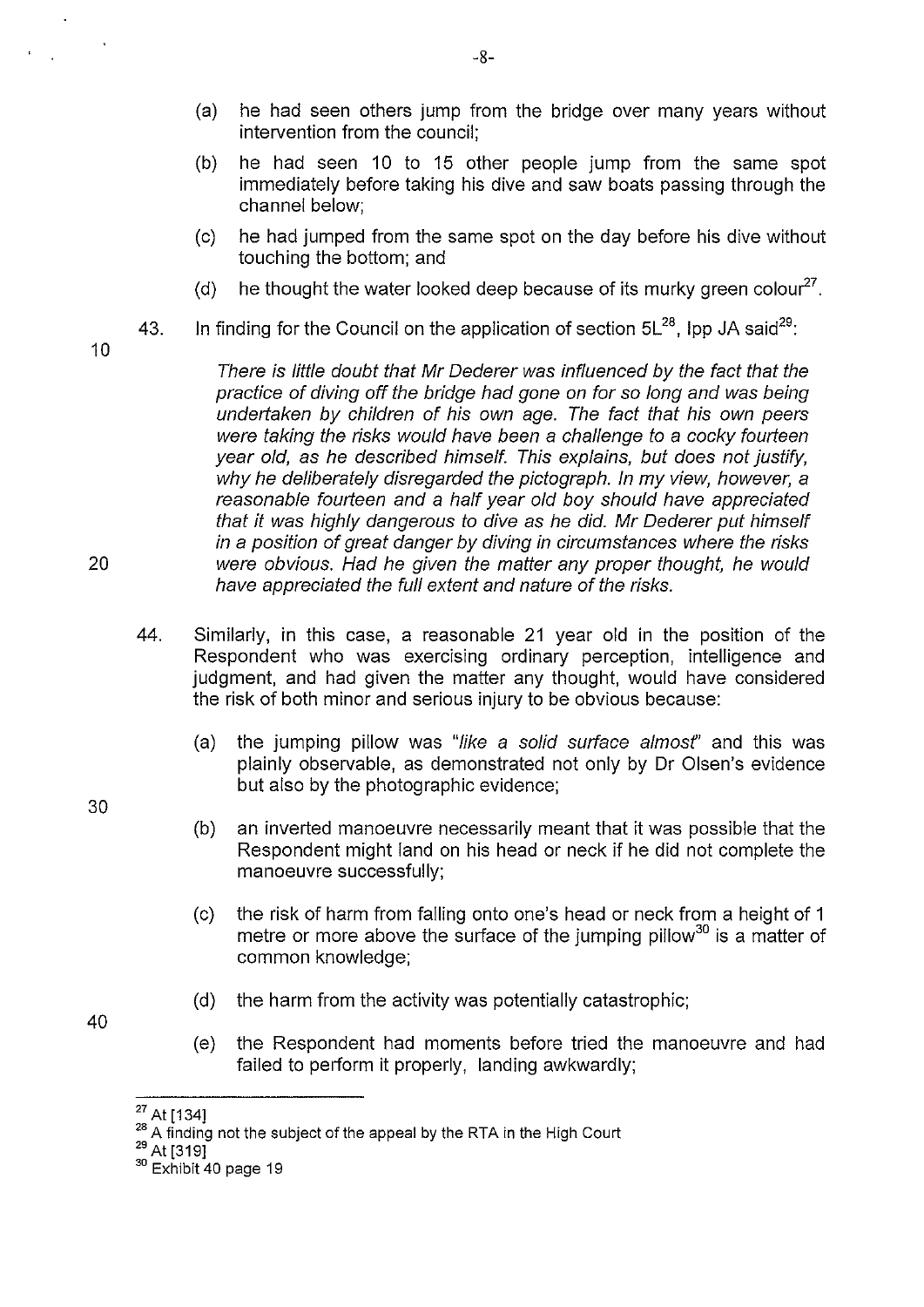(a) he had seen others jump from the bridge over many years without intervention from the council;

(b) he had seen 10 to 15 other people jump from the same spot immediately before taking his dive and saw boats passing through the channel below;

(c) he had jumped from the same spot on the day before his dive without touching the bottom; and

(d) he thought the water looked deep because of its murky green colour[27].

43. In finding for the Council on the application of section 5L[28], Ipp JA said[29]:

> *There is little doubt that Mr Dederer was influenced by the fact that the practice of diving off the bridge had gone on for so long and was being undertaken by children of his own age. The fact that his own peers were taking the risks would have been a challenge to a cocky fourteen year old, as he described himself. This explains, but does not justify, why he deliberately disregarded the pictograph. In my view, however, a reasonable fourteen and a half year old boy should have appreciated that it was highly dangerous to dive as he did. Mr Dederer put himself in a position of great danger by diving in circumstances where the risks were obvious. Had he given the matter any proper thought, he would have appreciated the full extent and nature of the risks.*

44. Similarly, in this case, a reasonable 21 year old in the position of the Respondent who was exercising ordinary perception, intelligence and judgment, and had given the matter any thought, would have considered the risk of both minor and serious injury to be obvious because:

(a) the jumping pillow was "*like a solid surface almost*" and this was plainly observable, as demonstrated not only by Dr Olsen's evidence but also by the photographic evidence;

(b) an inverted manoeuvre necessarily meant that it was possible that the Respondent might land on his head or neck if he did not complete the manoeuvre successfully;

(c) the risk of harm from falling onto one's head or neck from a height of 1 metre or more above the surface of the jumping pillow[30] is a matter of common knowledge;

(d) the harm from the activity was potentially catastrophic;

(e) the Respondent had moments before tried the manoeuvre and had failed to perform it properly, landing awkwardly;

---

[27] At [134]

[28] A finding not the subject of the appeal by the RTA in the High Court

[29] At [319]

[30] Exhibit 40 page 19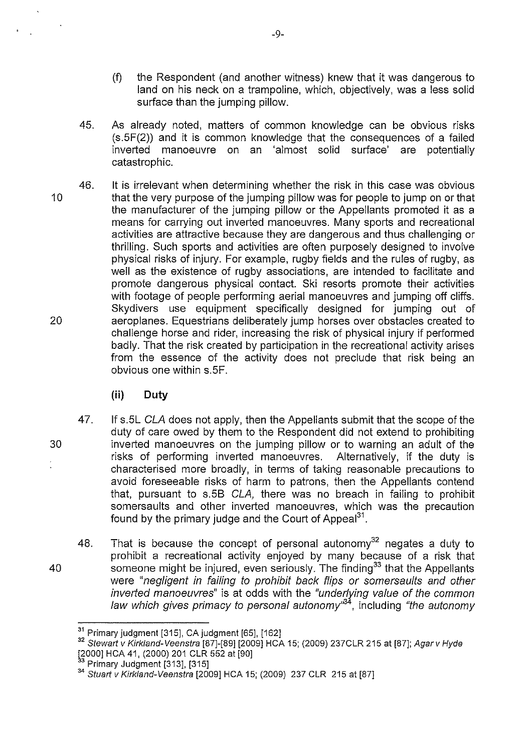(f) the Respondent (and another witness) knew that it was dangerous to land on his neck on a trampoline, which, objectively, was a less solid surface than the jumping pillow.

45. As already noted, matters of common knowledge can be obvious risks (s.5F(2)) and it is common knowledge that the consequences of a failed inverted manoeuvre on an 'almost solid surface' are potentially catastrophic.

46. It is irrelevant when determining whether the risk in this case was obvious that the very purpose of the jumping pillow was for people to jump on or that the manufacturer of the jumping pillow or the Appellants promoted it as a means for carrying out inverted manoeuvres. Many sports and recreational activities are attractive because they are dangerous and thus challenging or thrilling. Such sports and activities are often purposely designed to involve physical risks of injury. For example, rugby fields and the rules of rugby, as well as the existence of rugby associations, are intended to facilitate and promote dangerous physical contact. Ski resorts promote their activities with footage of people performing aerial manoeuvres and jumping off cliffs. Skydivers use equipment specifically designed for jumping out of aeroplanes. Equestrians deliberately jump horses over obstacles created to challenge horse and rider, increasing the risk of physical injury if performed badly. That the risk created by participation in the recreational activity arises from the essence of the activity does not preclude that risk being an obvious one within s.5F.

### (ii) Duty

47. If s.5L *CLA* does not apply, then the Appellants submit that the scope of the duty of care owed by them to the Respondent did not extend to prohibiting inverted manoeuvres on the jumping pillow or to warning an adult of the risks of performing inverted manoeuvres. Alternatively, if the duty is characterised more broadly, in terms of taking reasonable precautions to avoid foreseeable risks of harm to patrons, then the Appellants contend that, pursuant to s.5B *CLA*, there was no breach in failing to prohibit somersaults and other inverted manoeuvres, which was the precaution found by the primary judge and the Court of Appeal[31].

48. That is because the concept of personal autonomy[32] negates a duty to prohibit a recreational activity enjoyed by many because of a risk that someone might be injured, even seriously. The finding[33] that the Appellants were *"negligent in failing to prohibit back flips or somersaults and other inverted manoeuvres"* is at odds with the *"underlying value of the common law which gives primacy to personal autonomy"*[34], including *"the autonomy*

---

[31] Primary judgment [315], CA judgment [65], [162]

[32] *Stewart v Kirkland-Veenstra* [87]-[89] [2009] HCA 15; (2009) 237CLR 215 at [87]; *Agar v Hyde* [2000] HCA 41, (2000) 201 CLR 552 at [90]

[33] Primary Judgment [313], [315]

[34] *Stuart v Kirkland-Veenstra* [2009] HCA 15; (2009) 237 CLR 215 at [87]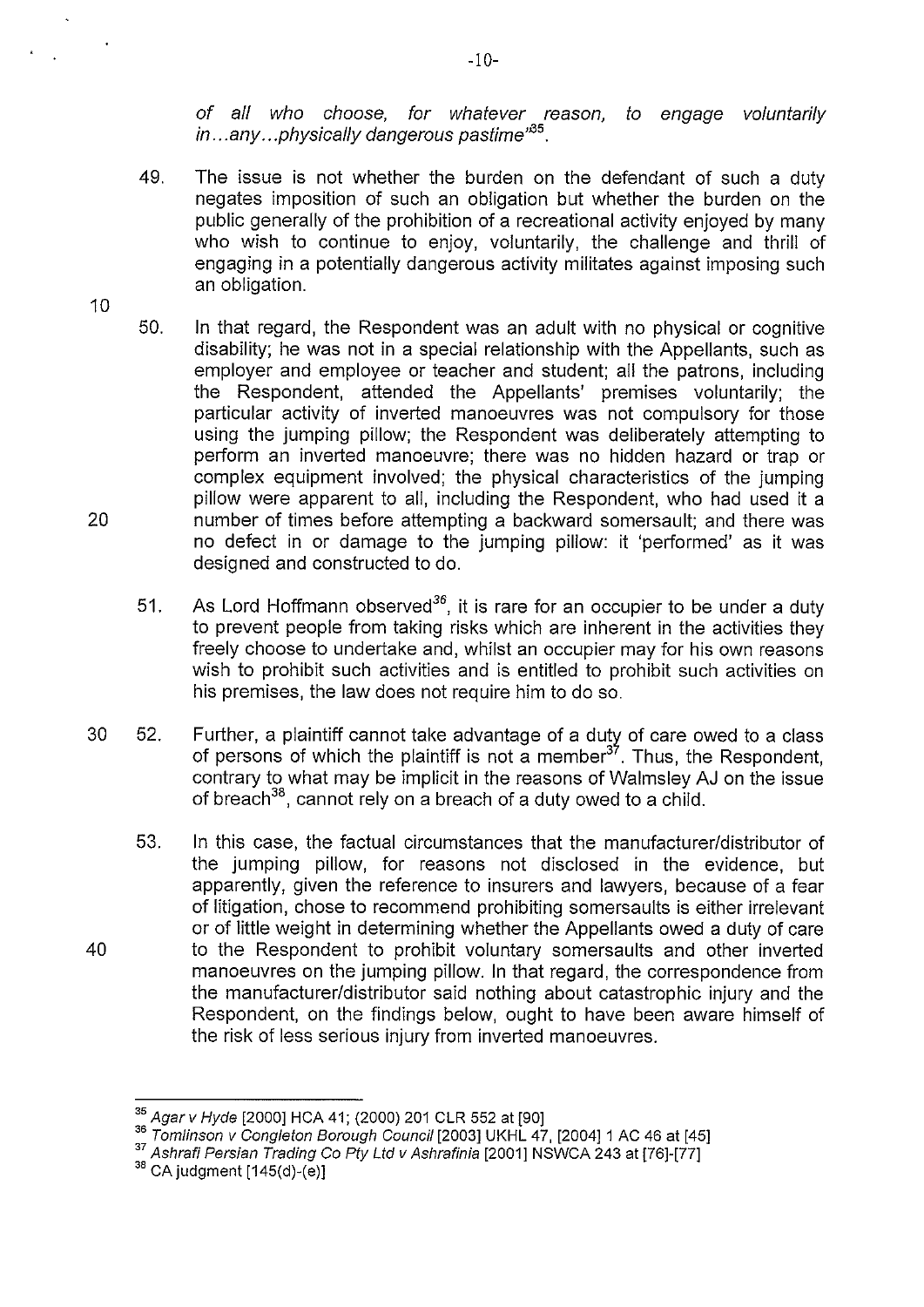*of all who choose, for whatever reason, to engage voluntarily in…any…physically dangerous pastime*"[35].

49. The issue is not whether the burden on the defendant of such a duty negates imposition of such an obligation but whether the burden on the public generally of the prohibition of a recreational activity enjoyed by many who wish to continue to enjoy, voluntarily, the challenge and thrill of engaging in a potentially dangerous activity militates against imposing such an obligation.

50. In that regard, the Respondent was an adult with no physical or cognitive disability; he was not in a special relationship with the Appellants, such as employer and employee or teacher and student; all the patrons, including the Respondent, attended the Appellants' premises voluntarily; the particular activity of inverted manoeuvres was not compulsory for those using the jumping pillow; the Respondent was deliberately attempting to perform an inverted manoeuvre; there was no hidden hazard or trap or complex equipment involved; the physical characteristics of the jumping pillow were apparent to all, including the Respondent, who had used it a number of times before attempting a backward somersault; and there was no defect in or damage to the jumping pillow: it 'performed' as it was designed and constructed to do.

51. As Lord Hoffmann observed[36], it is rare for an occupier to be under a duty to prevent people from taking risks which are inherent in the activities they freely choose to undertake and, whilst an occupier may for his own reasons wish to prohibit such activities and is entitled to prohibit such activities on his premises, the law does not require him to do so.

52. Further, a plaintiff cannot take advantage of a duty of care owed to a class of persons of which the plaintiff is not a member[37]. Thus, the Respondent, contrary to what may be implicit in the reasons of Walmsley AJ on the issue of breach[38], cannot rely on a breach of a duty owed to a child.

53. In this case, the factual circumstances that the manufacturer/distributor of the jumping pillow, for reasons not disclosed in the evidence, but apparently, given the reference to insurers and lawyers, because of a fear of litigation, chose to recommend prohibiting somersaults is either irrelevant or of little weight in determining whether the Appellants owed a duty of care to the Respondent to prohibit voluntary somersaults and other inverted manoeuvres on the jumping pillow. In that regard, the correspondence from the manufacturer/distributor said nothing about catastrophic injury and the Respondent, on the findings below, ought to have been aware himself of the risk of less serious injury from inverted manoeuvres.

---

[35] *Agar v Hyde* [2000] HCA 41; (2000) 201 CLR 552 at [90]

[36] *Tomlinson v Congleton Borough Council* [2003] UKHL 47, [2004] 1 AC 46 at [45]

[37] *Ashrafi Persian Trading Co Pty Ltd v Ashrafinia* [2001] NSWCA 243 at [76]-[77]

[38] CA judgment [145(d)-(e)]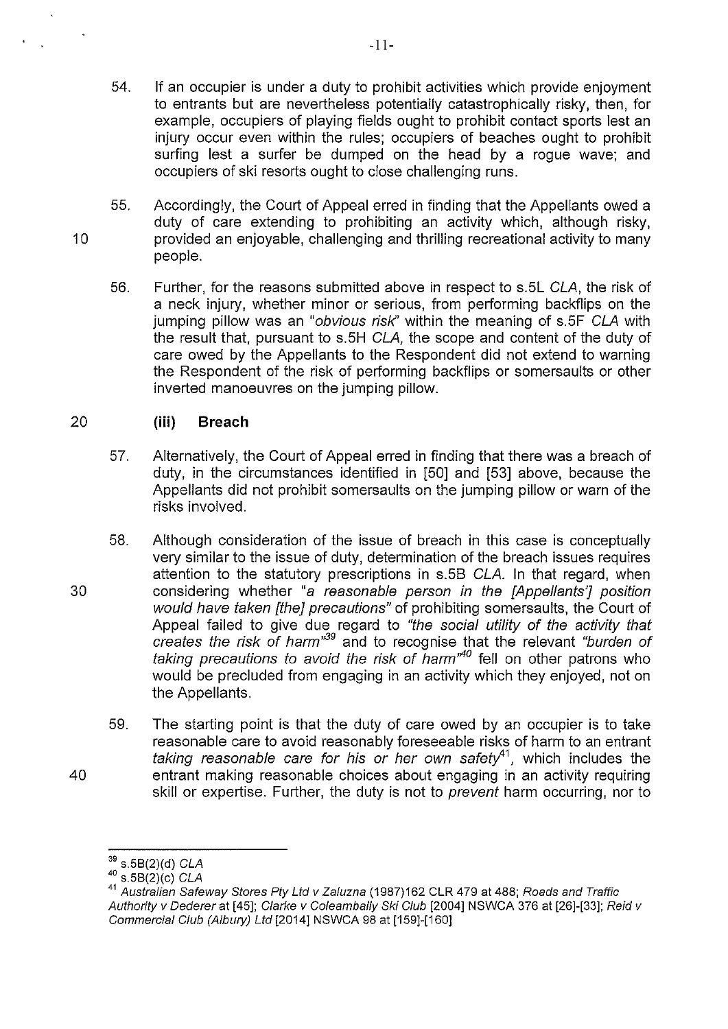54. If an occupier is under a duty to prohibit activities which provide enjoyment to entrants but are nevertheless potentially catastrophically risky, then, for example, occupiers of playing fields ought to prohibit contact sports lest an injury occur even within the rules; occupiers of beaches ought to prohibit surfing lest a surfer be dumped on the head by a rogue wave; and occupiers of ski resorts ought to close challenging runs.

55. Accordingly, the Court of Appeal erred in finding that the Appellants owed a duty of care extending to prohibiting an activity which, although risky, provided an enjoyable, challenging and thrilling recreational activity to many people.

56. Further, for the reasons submitted above in respect to s.5L *CLA*, the risk of a neck injury, whether minor or serious, from performing backflips on the jumping pillow was an "*obvious risk*" within the meaning of s.5F *CLA* with the result that, pursuant to s.5H *CLA*, the scope and content of the duty of care owed by the Appellants to the Respondent did not extend to warning the Respondent of the risk of performing backflips or somersaults or other inverted manoeuvres on the jumping pillow.

### (iii) Breach

57. Alternatively, the Court of Appeal erred in finding that there was a breach of duty, in the circumstances identified in [50] and [53] above, because the Appellants did not prohibit somersaults on the jumping pillow or warn of the risks involved.

58. Although consideration of the issue of breach in this case is conceptually very similar to the issue of duty, determination of the breach issues requires attention to the statutory prescriptions in s.5B *CLA*. In that regard, when considering whether "*a reasonable person in the [Appellants'] position would have taken [the] precautions*" of prohibiting somersaults, the Court of Appeal failed to give due regard to "*the social utility of the activity that creates the risk of harm*"[39] and to recognise that the relevant "*burden of taking precautions to avoid the risk of harm*"[40] fell on other patrons who would be precluded from engaging in an activity which they enjoyed, not on the Appellants.

59. The starting point is that the duty of care owed by an occupier is to take reasonable care to avoid reasonably foreseeable risks of harm to an entrant *taking reasonable care for his or her own safety*[41], which includes the entrant making reasonable choices about engaging in an activity requiring skill or expertise. Further, the duty is not to *prevent* harm occurring, nor to

---

[39] s.5B(2)(d) *CLA*

[40] s.5B(2)(c) *CLA*

[41] *Australian Safeway Stores Pty Ltd v Zaluzna* (1987)162 CLR 479 at 488; *Roads and Traffic Authority v Dederer* at [45]; *Clarke v Coleambally Ski Club* [2004] NSWCA 376 at [26]-[33]; *Reid v Commercial Club (Albury) Ltd* [2014] NSWCA 98 at [159]-[160]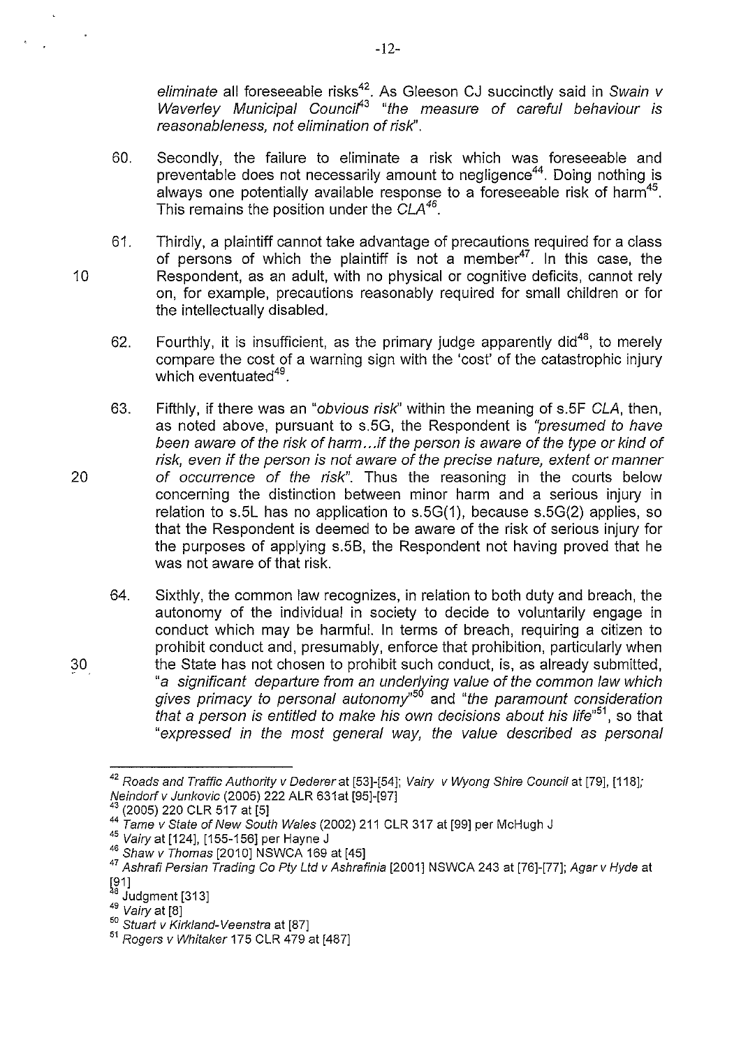*eliminate* all foreseeable risks[42]. As Gleeson CJ succinctly said in *Swain v Waverley Municipal Council*[43] "*the measure of careful behaviour is reasonableness, not elimination of risk*".

60. Secondly, the failure to eliminate a risk which was foreseeable and preventable does not necessarily amount to negligence[44]. Doing nothing is always one potentially available response to a foreseeable risk of harm[45]. This remains the position under the *CLA*[46].

61. Thirdly, a plaintiff cannot take advantage of precautions required for a class of persons of which the plaintiff is not a member[47]. In this case, the Respondent, as an adult, with no physical or cognitive deficits, cannot rely on, for example, precautions reasonably required for small children or for the intellectually disabled.

62. Fourthly, it is insufficient, as the primary judge apparently did[48], to merely compare the cost of a warning sign with the 'cost' of the catastrophic injury which eventuated[49].

63. Fifthly, if there was an "*obvious risk*" within the meaning of s.5F *CLA*, then, as noted above, pursuant to s.5G, the Respondent is *"presumed to have been aware of the risk of harm...if the person is aware of the type or kind of risk, even if the person is not aware of the precise nature, extent or manner of occurrence of the risk"*. Thus the reasoning in the courts below concerning the distinction between minor harm and a serious injury in relation to s.5L has no application to s.5G(1), because s.5G(2) applies, so that the Respondent is deemed to be aware of the risk of serious injury for the purposes of applying s.5B, the Respondent not having proved that he was not aware of that risk.

64. Sixthly, the common law recognizes, in relation to both duty and breach, the autonomy of the individual in society to decide to voluntarily engage in conduct which may be harmful. In terms of breach, requiring a citizen to prohibit conduct and, presumably, enforce that prohibition, particularly when the State has not chosen to prohibit such conduct, is, as already submitted, "*a significant departure from an underlying value of the common law which gives primacy to personal autonomy*"[50] and "*the paramount consideration that a person is entitled to make his own decisions about his life*"[51], so that "*expressed in the most general way, the value described as personal*

---

[42] *Roads and Traffic Authority v Dederer* at [53]-[54]; *Vairy v Wyong Shire Council* at [79], [118]; *Neindorf v Junkovic* (2005) 222 ALR 631at [95]-[97]

[43] (2005) 220 CLR 517 at [5]

[44] *Tame v State of New South Wales* (2002) 211 CLR 317 at [99] per McHugh J

[45] *Vairy* at [124], [155-156] per Hayne J

[46] *Shaw v Thomas* [2010] NSWCA 169 at [45]

[47] *Ashrafi Persian Trading Co Pty Ltd v Ashrafinia* [2001] NSWCA 243 at [76]-[77]; *Agar v Hyde* at [91]

[48] Judgment [313]

[49] *Vairy* at [8]

[50] *Stuart v Kirkland-Veenstra* at [87]

[51] *Rogers v Whitaker* 175 CLR 479 at [487]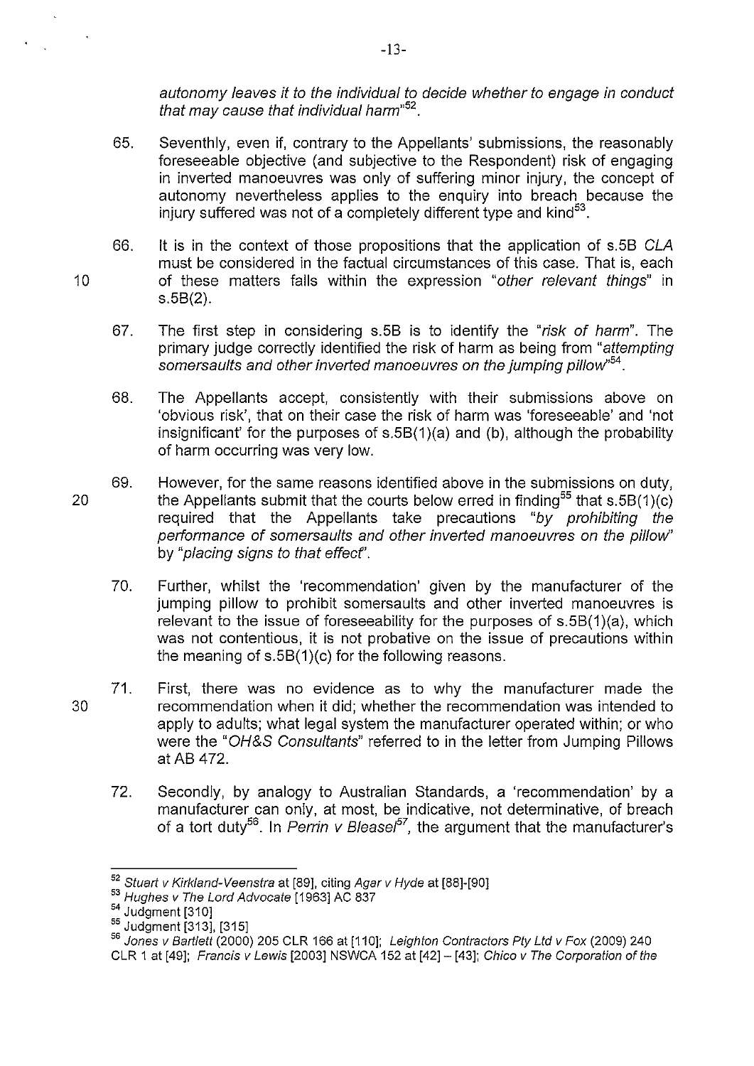*autonomy leaves it to the individual to decide whether to engage in conduct that may cause that individual harm*"[52].

65. Seventhly, even if, contrary to the Appellants' submissions, the reasonably foreseeable objective (and subjective to the Respondent) risk of engaging in inverted manoeuvres was only of suffering minor injury, the concept of autonomy nevertheless applies to the enquiry into breach because the injury suffered was not of a completely different type and kind[53].

66. It is in the context of those propositions that the application of s.5B *CLA* must be considered in the factual circumstances of this case. That is, each of these matters falls within the expression "*other relevant things*" in s.5B(2).

67. The first step in considering s.5B is to identify the "*risk of harm*". The primary judge correctly identified the risk of harm as being from "*attempting somersaults and other inverted manoeuvres on the jumping pillow*"[54].

68. The Appellants accept, consistently with their submissions above on 'obvious risk', that on their case the risk of harm was 'foreseeable' and 'not insignificant' for the purposes of s.5B(1)(a) and (b), although the probability of harm occurring was very low.

69. However, for the same reasons identified above in the submissions on duty, the Appellants submit that the courts below erred in finding[55] that s.5B(1)(c) required that the Appellants take precautions "*by prohibiting the performance of somersaults and other inverted manoeuvres on the pillow*" by "*placing signs to that effect*".

70. Further, whilst the 'recommendation' given by the manufacturer of the jumping pillow to prohibit somersaults and other inverted manoeuvres is relevant to the issue of foreseeability for the purposes of s.5B(1)(a), which was not contentious, it is not probative on the issue of precautions within the meaning of s.5B(1)(c) for the following reasons.

71. First, there was no evidence as to why the manufacturer made the recommendation when it did; whether the recommendation was intended to apply to adults; what legal system the manufacturer operated within; or who were the "*OH&S Consultants*" referred to in the letter from Jumping Pillows at AB 472.

72. Secondly, by analogy to Australian Standards, a 'recommendation' by a manufacturer can only, at most, be indicative, not determinative, of breach of a tort duty[56]. In *Perrin v Bleasel*[57], the argument that the manufacturer's

---

[52] *Stuart v Kirkland-Veenstra* at [89], citing *Agar v Hyde* at [88]-[90]

[53] *Hughes v The Lord Advocate* [1963] AC 837

[54] Judgment [310]

[55] Judgment [313], [315]

[56] *Jones v Bartlett* (2000) 205 CLR 166 at [110]; *Leighton Contractors Pty Ltd v Fox* (2009) 240 CLR 1 at [49]; *Francis v Lewis* [2003] NSWCA 152 at [42] – [43]; *Chico v The Corporation of the*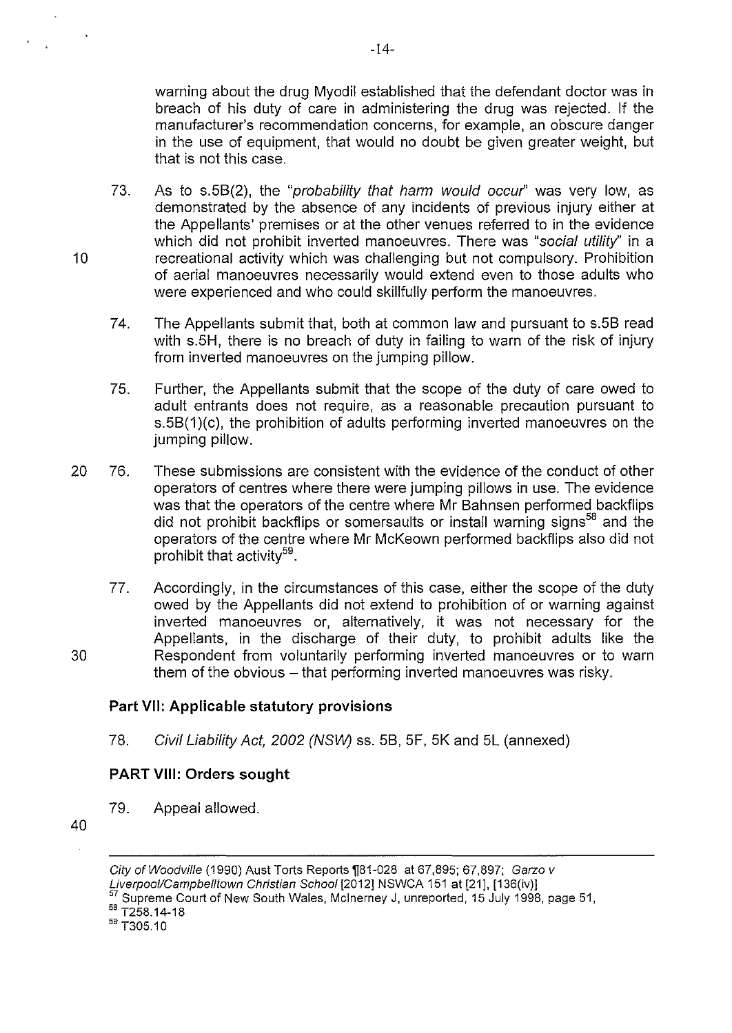warning about the drug Myodil established that the defendant doctor was in breach of his duty of care in administering the drug was rejected. If the manufacturer's recommendation concerns, for example, an obscure danger in the use of equipment, that would no doubt be given greater weight, but that is not this case.

73. As to s.5B(2), the "*probability that harm would occur*" was very low, as demonstrated by the absence of any incidents of previous injury either at the Appellants' premises or at the other venues referred to in the evidence which did not prohibit inverted manoeuvres. There was "*social utility*" in a recreational activity which was challenging but not compulsory. Prohibition of aerial manoeuvres necessarily would extend even to those adults who were experienced and who could skillfully perform the manoeuvres.

74. The Appellants submit that, both at common law and pursuant to s.5B read with s.5H, there is no breach of duty in failing to warn of the risk of injury from inverted manoeuvres on the jumping pillow.

75. Further, the Appellants submit that the scope of the duty of care owed to adult entrants does not require, as a reasonable precaution pursuant to s.5B(1)(c), the prohibition of adults performing inverted manoeuvres on the jumping pillow.

76. These submissions are consistent with the evidence of the conduct of other operators of centres where there were jumping pillows in use. The evidence was that the operators of the centre where Mr Bahnsen performed backflips did not prohibit backflips or somersaults or install warning signs[58] and the operators of the centre where Mr McKeown performed backflips also did not prohibit that activity[59].

77. Accordingly, in the circumstances of this case, either the scope of the duty owed by the Appellants did not extend to prohibition of or warning against inverted manoeuvres or, alternatively, it was not necessary for the Appellants, in the discharge of their duty, to prohibit adults like the Respondent from voluntarily performing inverted manoeuvres or to warn them of the obvious – that performing inverted manoeuvres was risky.

## Part VII: Applicable statutory provisions

78. *Civil Liability Act, 2002 (NSW)* ss. 5B, 5F, 5K and 5L (annexed)

## PART VIII: Orders sought

79. Appeal allowed.

---

*City of Woodville* (1990) Aust Torts Reports ¶81-028 at 67,895; 67,897; *Garzo v Liverpool/Campbelltown Christian School* [2012] NSWCA 151 at [21], [136(iv)]

[57] Supreme Court of New South Wales, McInerney J, unreported, 15 July 1998, page 51,

[58] T258.14-18

[59] T305.10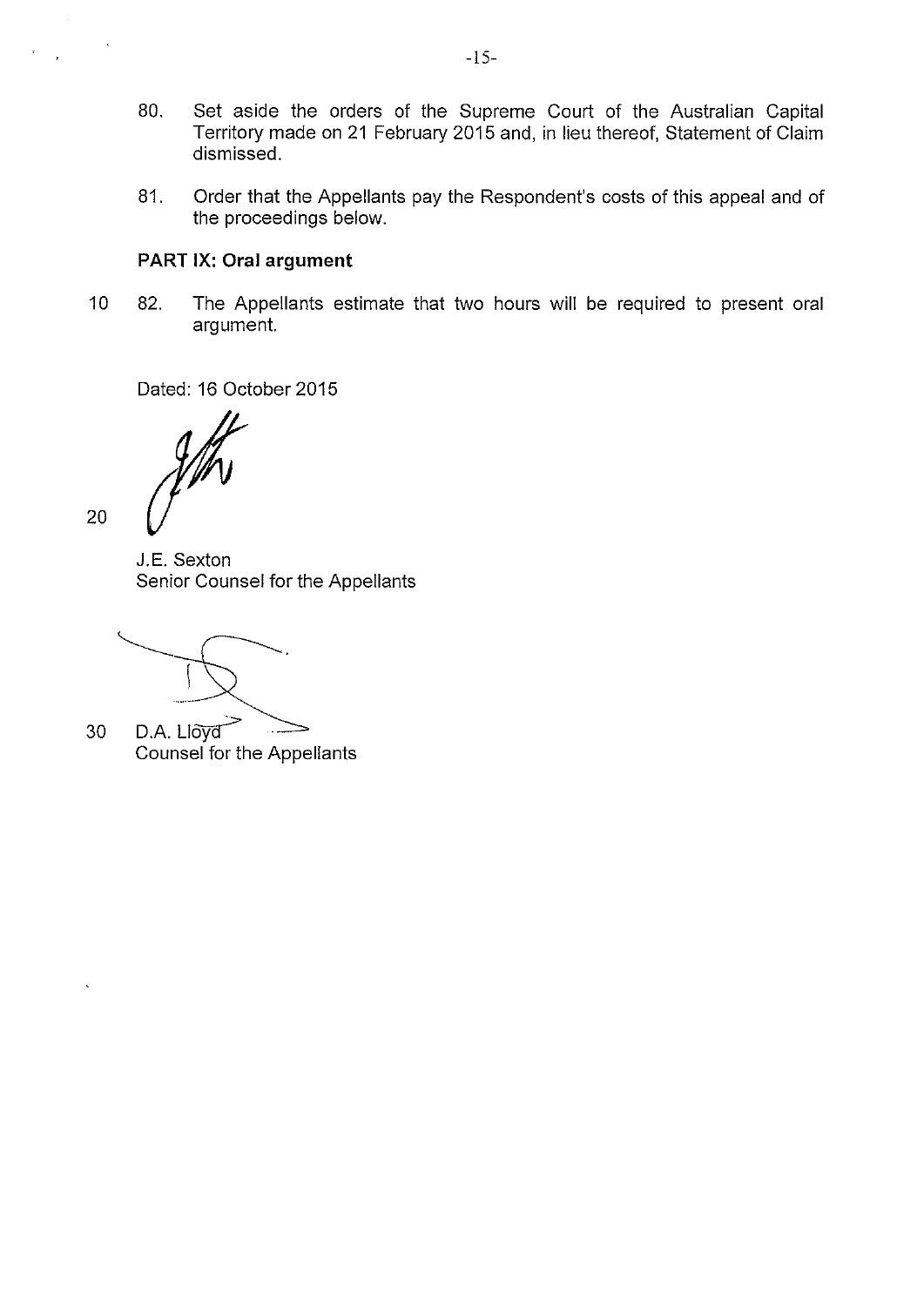80. Set aside the orders of the Supreme Court of the Australian Capital Territory made on 21 February 2015 and, in lieu thereof, Statement of Claim dismissed.

81. Order that the Appellants pay the Respondent's costs of this appeal and of the proceedings below.

**PART IX: Oral argument**

82. The Appellants estimate that two hours will be required to present oral argument.

Dated: 16 October 2015

J.E. Sexton
Senior Counsel for the Appellants

D.A. Lloyd
Counsel for the Appellants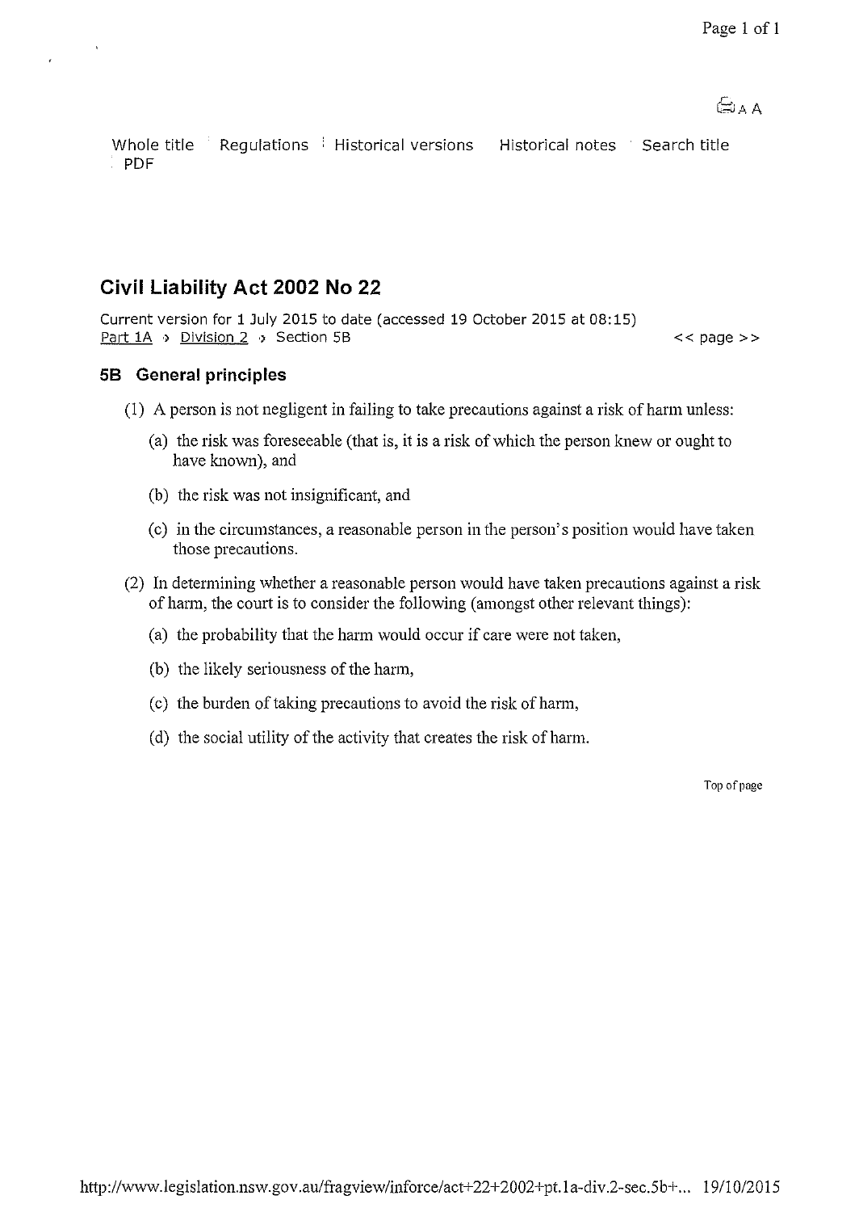Whole title | Regulations | Historical versions | Historical notes | Search title | PDF

## Civil Liability Act 2002 No 22

Current version for 1 July 2015 to date (accessed 19 October 2015 at 08:15)
Part 1A › Division 2 › Section 5B

### 5B General principles

(1) A person is not negligent in failing to take precautions against a risk of harm unless:

(a) the risk was foreseeable (that is, it is a risk of which the person knew or ought to have known), and

(b) the risk was not insignificant, and

(c) in the circumstances, a reasonable person in the person's position would have taken those precautions.

(2) In determining whether a reasonable person would have taken precautions against a risk of harm, the court is to consider the following (amongst other relevant things):

(a) the probability that the harm would occur if care were not taken,

(b) the likely seriousness of the harm,

(c) the burden of taking precautions to avoid the risk of harm,

(d) the social utility of the activity that creates the risk of harm.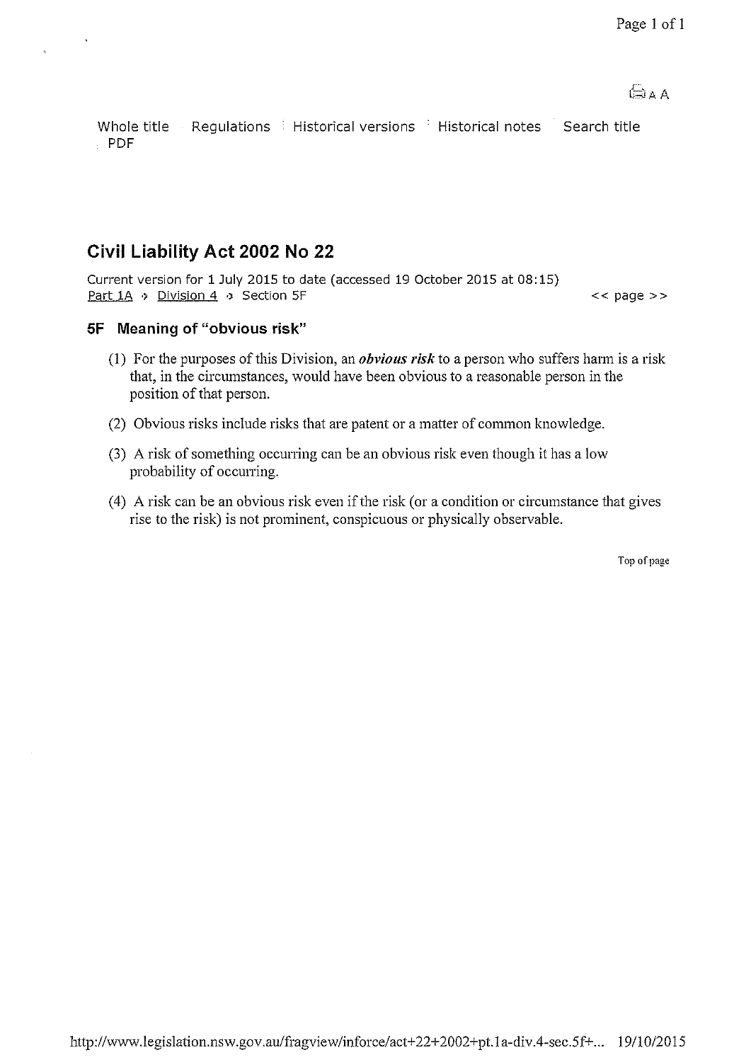Whole title | Regulations | Historical versions | Historical notes | Search title | PDF

# Civil Liability Act 2002 No 22

Current version for 1 July 2015 to date (accessed 19 October 2015 at 08:15)
Part 1A > Division 4 > Section 5F

## 5F Meaning of "obvious risk"

(1) For the purposes of this Division, an ***obvious risk*** to a person who suffers harm is a risk that, in the circumstances, would have been obvious to a reasonable person in the position of that person.

(2) Obvious risks include risks that are patent or a matter of common knowledge.

(3) A risk of something occurring can be an obvious risk even though it has a low probability of occurring.

(4) A risk can be an obvious risk even if the risk (or a condition or circumstance that gives rise to the risk) is not prominent, conspicuous or physically observable.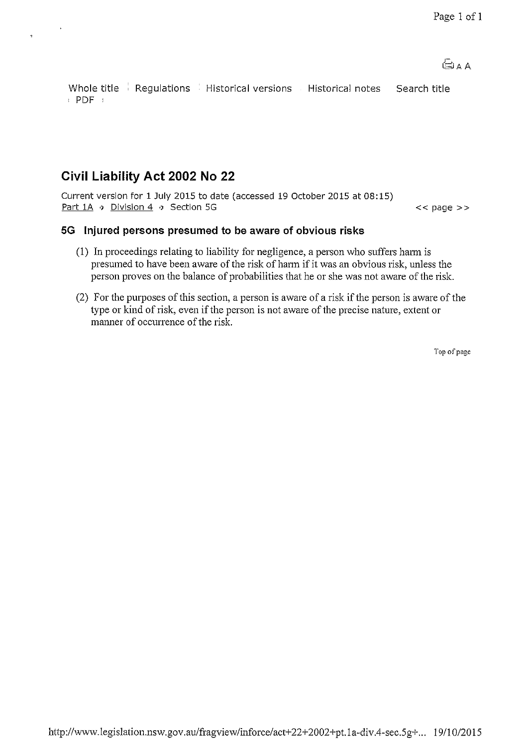Whole title | Regulations | Historical versions | Historical notes | Search title | PDF

# Civil Liability Act 2002 No 22

Current version for 1 July 2015 to date (accessed 19 October 2015 at 08:15)
Part 1A › Division 4 › Section 5G

<< page >>

## 5G Injured persons presumed to be aware of obvious risks

(1) In proceedings relating to liability for negligence, a person who suffers harm is presumed to have been aware of the risk of harm if it was an obvious risk, unless the person proves on the balance of probabilities that he or she was not aware of the risk.

(2) For the purposes of this section, a person is aware of a risk if the person is aware of the type or kind of risk, even if the person is not aware of the precise nature, extent or manner of occurrence of the risk.

Top of page

http://www.legislation.nsw.gov.au/fragview/inforce/act+22+2002+pt.1a-div.4-sec.5g+... 19/10/2015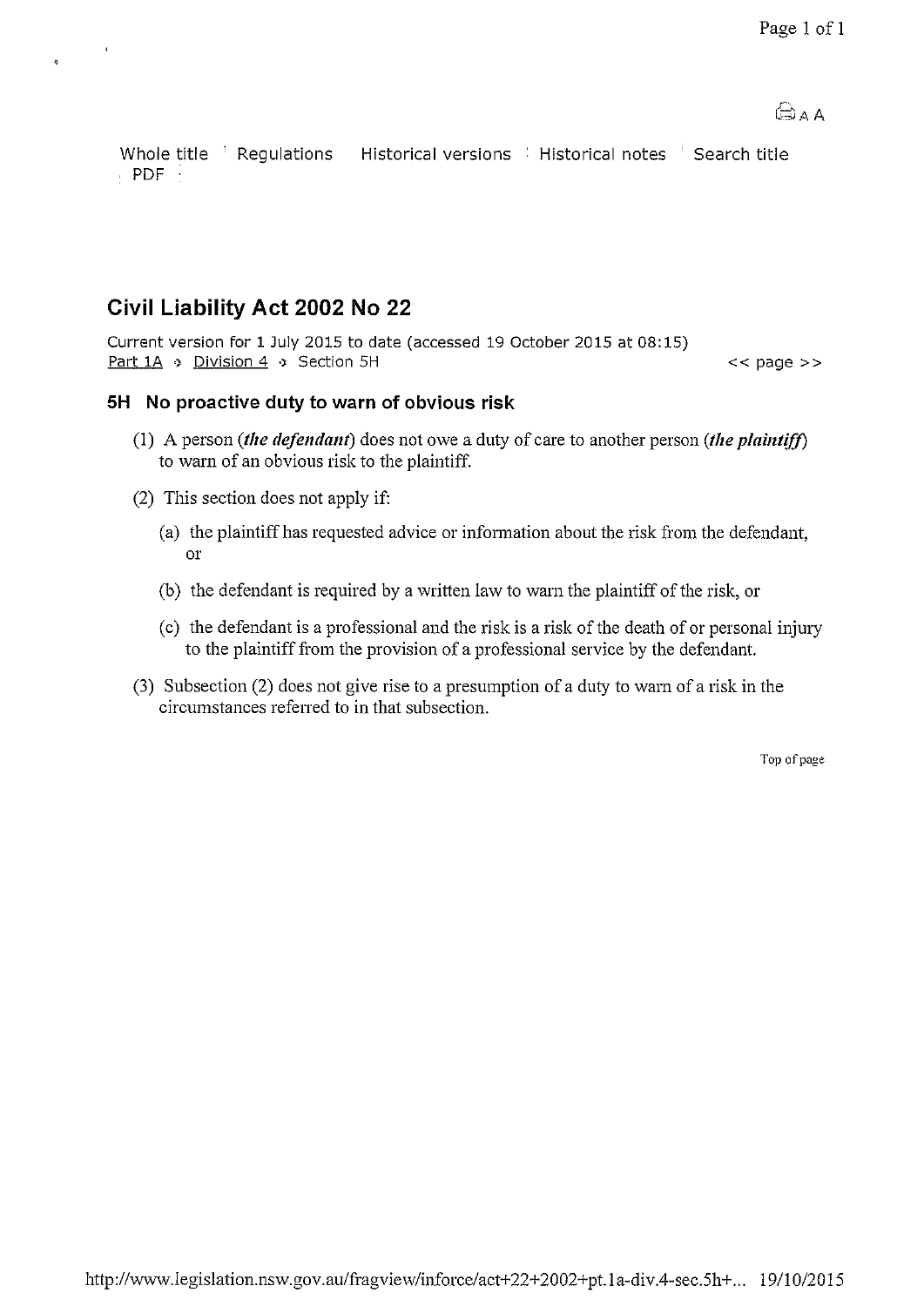Whole title | Regulations | Historical versions | Historical notes | Search title | PDF

# Civil Liability Act 2002 No 22

Current version for 1 July 2015 to date (accessed 19 October 2015 at 08:15)
Part 1A › Division 4 › Section 5H

## 5H No proactive duty to warn of obvious risk

(1) A person (***the defendant***) does not owe a duty of care to another person (***the plaintiff***) to warn of an obvious risk to the plaintiff.

(2) This section does not apply if:

(a) the plaintiff has requested advice or information about the risk from the defendant, or

(b) the defendant is required by a written law to warn the plaintiff of the risk, or

(c) the defendant is a professional and the risk is a risk of the death of or personal injury to the plaintiff from the provision of a professional service by the defendant.

(3) Subsection (2) does not give rise to a presumption of a duty to warn of a risk in the circumstances referred to in that subsection.

http://www.legislation.nsw.gov.au/fragview/inforce/act+22+2002+pt.1a-div.4-sec.5h+... 19/10/2015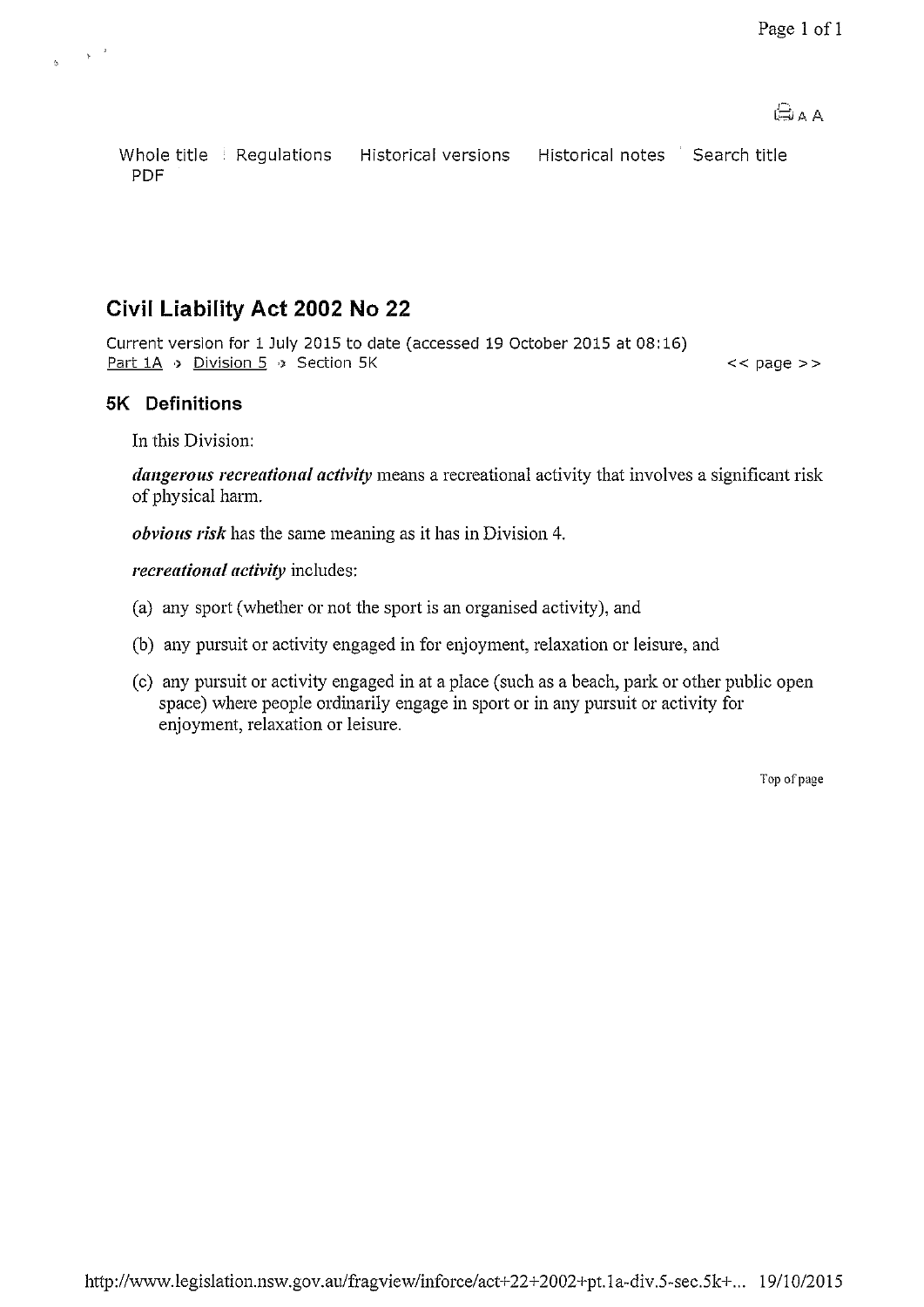Whole title | Regulations | Historical versions | Historical notes | Search title
PDF

# Civil Liability Act 2002 No 22

Current version for 1 July 2015 to date (accessed 19 October 2015 at 08:16)
Part 1A › Division 5 › Section 5K

## 5K Definitions

In this Division:

***dangerous recreational activity*** means a recreational activity that involves a significant risk of physical harm.

***obvious risk*** has the same meaning as it has in Division 4.

***recreational activity*** includes:

(a) any sport (whether or not the sport is an organised activity), and

(b) any pursuit or activity engaged in for enjoyment, relaxation or leisure, and

(c) any pursuit or activity engaged in at a place (such as a beach, park or other public open space) where people ordinarily engage in sport or in any pursuit or activity for enjoyment, relaxation or leisure.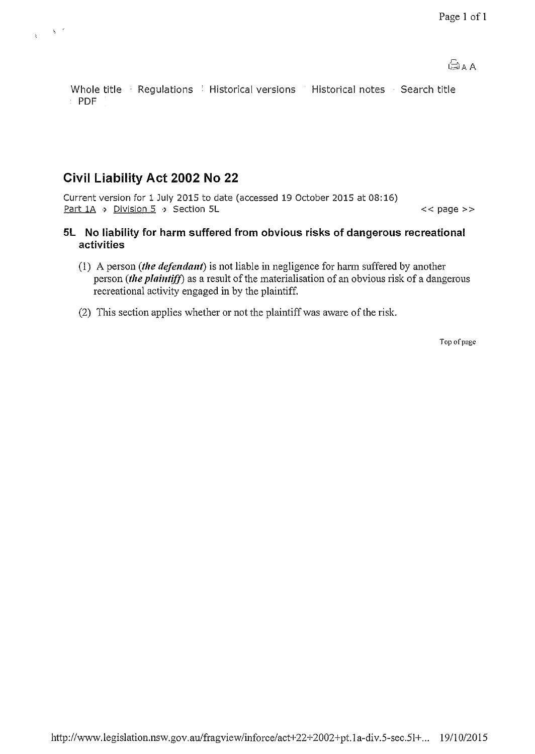Whole title · Regulations · Historical versions · Historical notes · Search title · PDF

# Civil Liability Act 2002 No 22

Current version for 1 July 2015 to date (accessed 19 October 2015 at 08:16)
Part 1A › Division 5 › Section 5L

## 5L No liability for harm suffered from obvious risks of dangerous recreational activities

(1) A person (***the defendant***) is not liable in negligence for harm suffered by another person (***the plaintiff***) as a result of the materialisation of an obvious risk of a dangerous recreational activity engaged in by the plaintiff.

(2) This section applies whether or not the plaintiff was aware of the risk.